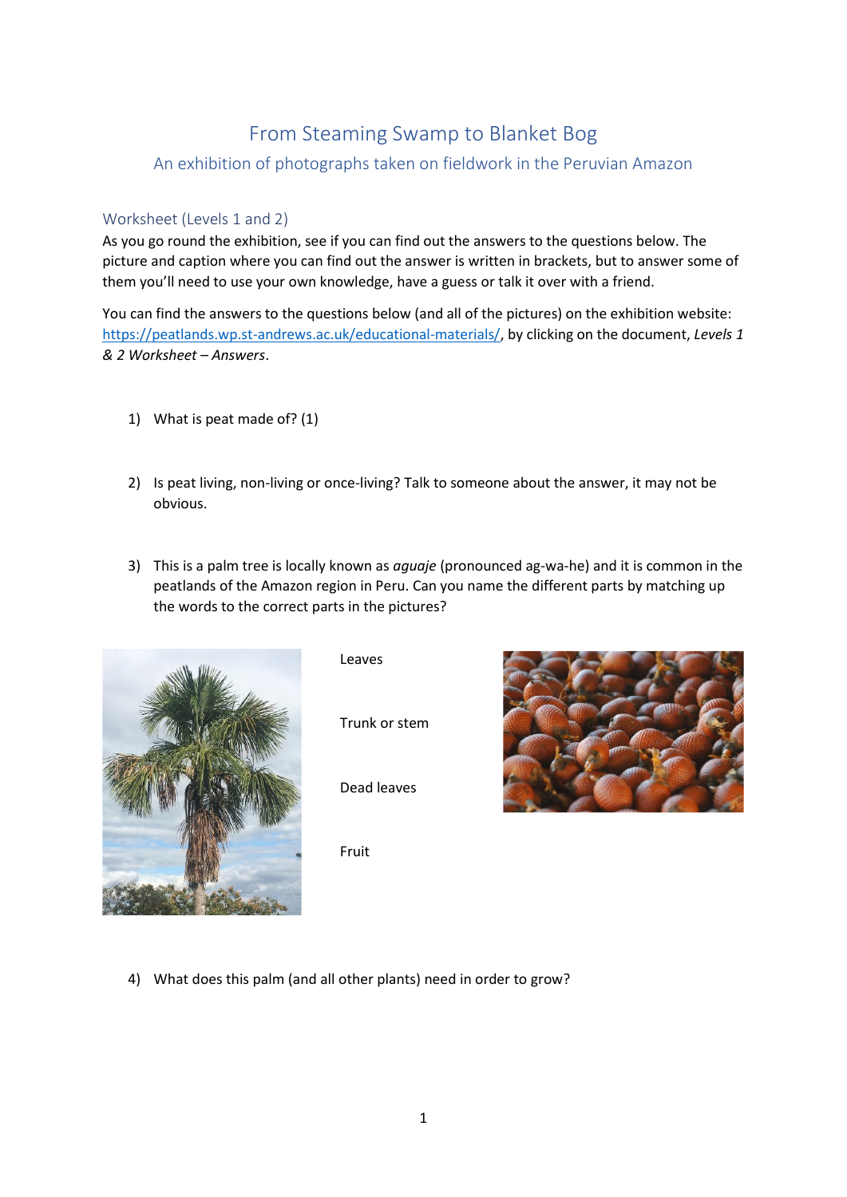# From Steaming Swamp to Blanket Bog

## An exhibition of photographs taken on fieldwork in the Peruvian Amazon

### Worksheet (Levels 1 and 2)

As you go round the exhibition, see if you can find out the answers to the questions below. The picture and caption where you can find out the answer is written in brackets, but to answer some of them you'll need to use your own knowledge, have a guess or talk it over with a friend.

You can find the answers to the questions below (and all of the pictures) on the exhibition website: [https://peatlands.wp.st-andrews.ac.uk/educational-materials/](https://peatlands.wp.st-andrews.ac.uk/educational-materials/), by clicking on the document, *Levels 1 & 2 Worksheet – Answers*.

1) What is peat made of? (1)

2) Is peat living, non-living or once-living? Talk to someone about the answer, it may not be obvious.

3) This is a palm tree is locally known as *aguaje* (pronounced ag-wa-he) and it is common in the peatlands of the Amazon region in Peru. Can you name the different parts by matching up the words to the correct parts in the pictures?

Leaves

Trunk or stem

Dead leaves

Fruit

4) What does this palm (and all other plants) need in order to grow?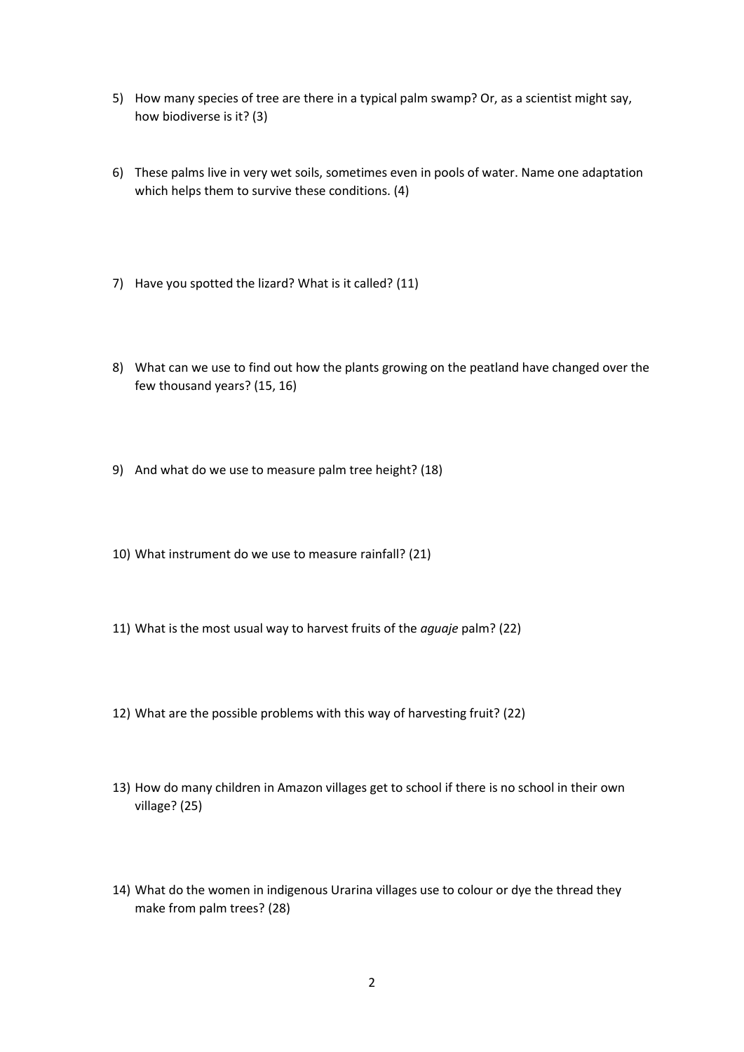5) How many species of tree are there in a typical palm swamp? Or, as a scientist might say, how biodiverse is it? (3)

6) These palms live in very wet soils, sometimes even in pools of water. Name one adaptation which helps them to survive these conditions. (4)

7) Have you spotted the lizard? What is it called? (11)

8) What can we use to find out how the plants growing on the peatland have changed over the few thousand years? (15, 16)

9) And what do we use to measure palm tree height? (18)

10) What instrument do we use to measure rainfall? (21)

11) What is the most usual way to harvest fruits of the *aguaje* palm? (22)

12) What are the possible problems with this way of harvesting fruit? (22)

13) How do many children in Amazon villages get to school if there is no school in their own village? (25)

14) What do the women in indigenous Urarina villages use to colour or dye the thread they make from palm trees? (28)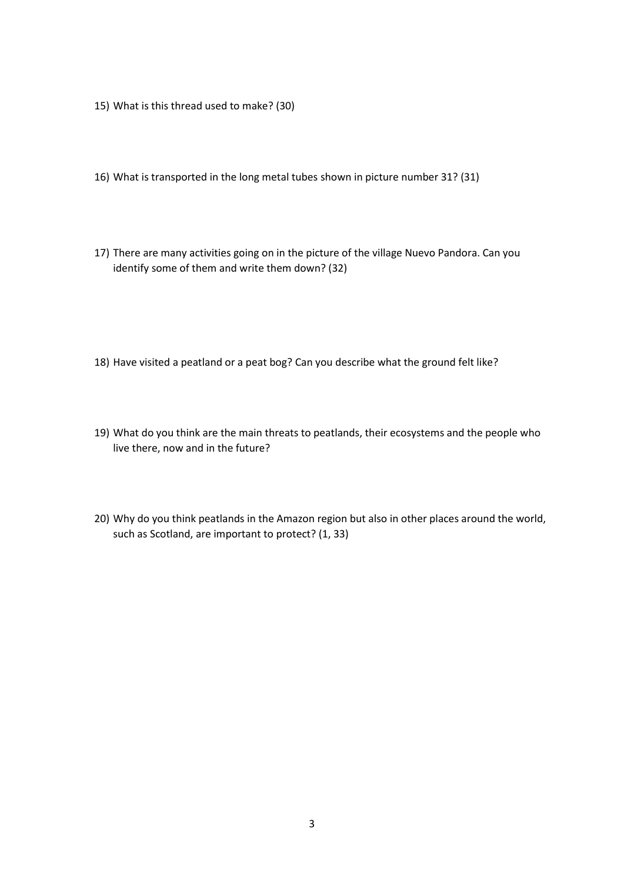15) What is this thread used to make? (30)

16) What is transported in the long metal tubes shown in picture number 31? (31)

17) There are many activities going on in the picture of the village Nuevo Pandora. Can you identify some of them and write them down? (32)

18) Have visited a peatland or a peat bog? Can you describe what the ground felt like?

19) What do you think are the main threats to peatlands, their ecosystems and the people who live there, now and in the future?

20) Why do you think peatlands in the Amazon region but also in other places around the world, such as Scotland, are important to protect? (1, 33)